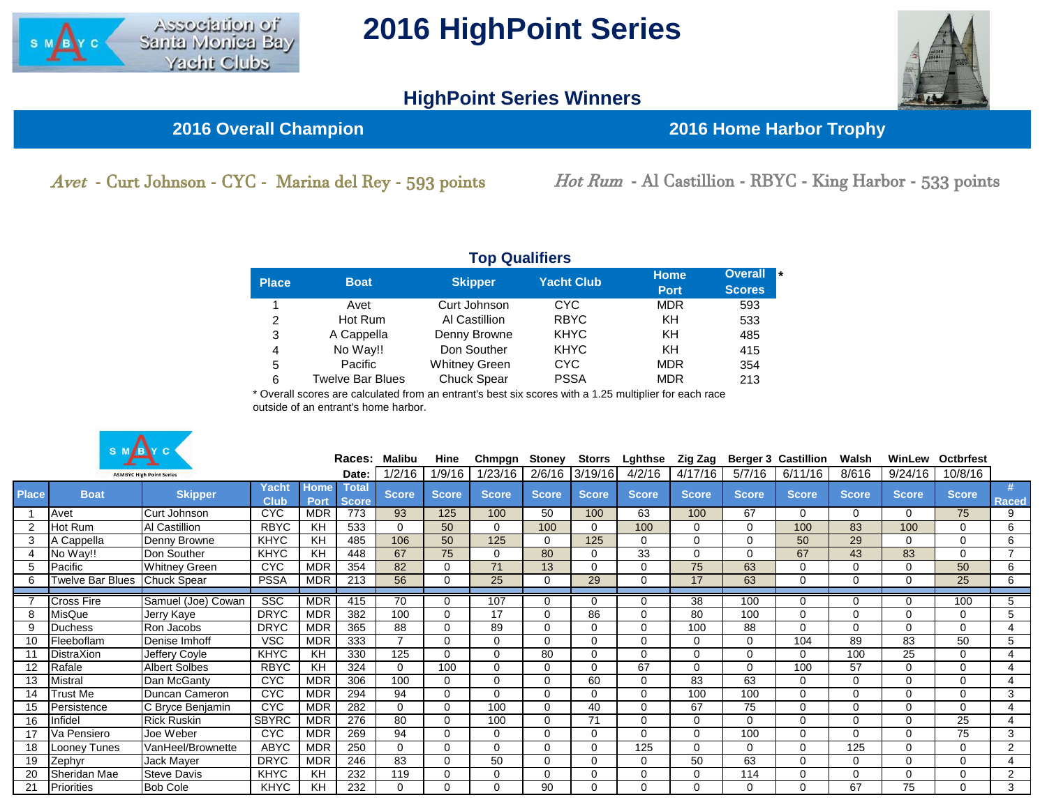# 2016 HighPoint Series

## HighPoint Series Winners

| 2016 Overall Champion | 2016 Home Harbor Trophy |
|---|---|
| *Avet* - Curt Johnson - CYC - Marina del Rey - 593 points | *Hot Rum* - Al Castillion - RBYC - King Harbor - 533 points |

### Top Qualifiers

| Place | Boat | Skipper | Yacht Club | Home Port | Overall Scores * |
|---|---|---|---|---|---|
| 1 | Avet | Curt Johnson | CYC | MDR | 593 |
| 2 | Hot Rum | Al Castillion | RBYC | KH | 533 |
| 3 | A Cappella | Denny Browne | KHYC | KH | 485 |
| 4 | No Way!! | Don Souther | KHYC | KH | 415 |
| 5 | Pacific | Whitney Green | CYC | MDR | 354 |
| 6 | Twelve Bar Blues | Chuck Spear | PSSA | MDR | 213 |

* Overall scores are calculated from an entrant's best six scores with a 1.25 multiplier for each race outside of an entrant's home harbor.

ASMBYC High Point Series

| | | | | | Races: | Malibu | Hine | Chmpgn | Stoney | Storrs | Lghthse | Zig Zag | Berger 3 | Castillion | Walsh | WinLew | Octbrfest | |
|---|---|---|---|---|---|---|---|---|---|---|---|---|---|---|---|---|---|---|
| | | | | | Date: | 1/2/16 | 1/9/16 | 1/23/16 | 2/6/16 | 3/19/16 | 4/2/16 | 4/17/16 | 5/7/16 | 6/11/16 | 8/616 | 9/24/16 | 10/8/16 | |
| Place | Boat | Skipper | Yacht Club | Home Port | Total Score | Score | Score | Score | Score | Score | Score | Score | Score | Score | Score | Score | Score | # Raced |
| 1 | Avet | Curt Johnson | CYC | MDR | 773 | 93 | 125 | 100 | 50 | 100 | 63 | 100 | 67 | 0 | 0 | 0 | 75 | 9 |
| 2 | Hot Rum | Al Castillion | RBYC | KH | 533 | 0 | 50 | 0 | 100 | 0 | 100 | 0 | 0 | 100 | 83 | 100 | 0 | 6 |
| 3 | A Cappella | Denny Browne | KHYC | KH | 485 | 106 | 50 | 125 | 0 | 125 | 0 | 0 | 0 | 50 | 29 | 0 | 0 | 6 |
| 4 | No Way!! | Don Souther | KHYC | KH | 448 | 67 | 75 | 0 | 80 | 0 | 33 | 0 | 0 | 67 | 43 | 83 | 0 | 7 |
| 5 | Pacific | Whitney Green | CYC | MDR | 354 | 82 | 0 | 71 | 13 | 0 | 0 | 75 | 63 | 0 | 0 | 0 | 50 | 6 |
| 6 | Twelve Bar Blues | Chuck Spear | PSSA | MDR | 213 | 56 | 0 | 25 | 0 | 29 | 0 | 17 | 63 | 0 | 0 | 0 | 25 | 6 |
| 7 | Cross Fire | Samuel (Joe) Cowan | SSC | MDR | 415 | 70 | 0 | 107 | 0 | 0 | 0 | 38 | 100 | 0 | 0 | 0 | 100 | 5 |
| 8 | MisQue | Jerry Kaye | DRYC | MDR | 382 | 100 | 0 | 17 | 0 | 86 | 0 | 80 | 100 | 0 | 0 | 0 | 0 | 5 |
| 9 | Duchess | Ron Jacobs | DRYC | MDR | 365 | 88 | 0 | 89 | 0 | 0 | 0 | 100 | 88 | 0 | 0 | 0 | 0 | 4 |
| 10 | Fleeboflam | Denise Imhoff | VSC | MDR | 333 | 7 | 0 | 0 | 0 | 0 | 0 | 0 | 0 | 104 | 89 | 83 | 50 | 5 |
| 11 | DistraXion | Jeffery Coyle | KHYC | KH | 330 | 125 | 0 | 0 | 80 | 0 | 0 | 0 | 0 | 0 | 100 | 25 | 0 | 4 |
| 12 | Rafale | Albert Solbes | RBYC | KH | 324 | 0 | 100 | 0 | 0 | 0 | 67 | 0 | 0 | 100 | 57 | 0 | 0 | 4 |
| 13 | Mistral | Dan McGanty | CYC | MDR | 306 | 100 | 0 | 0 | 0 | 60 | 0 | 83 | 63 | 0 | 0 | 0 | 0 | 4 |
| 14 | Trust Me | Duncan Cameron | CYC | MDR | 294 | 94 | 0 | 0 | 0 | 0 | 0 | 100 | 100 | 0 | 0 | 0 | 0 | 3 |
| 15 | Persistence | C Bryce Benjamin | CYC | MDR | 282 | 0 | 0 | 100 | 0 | 40 | 0 | 67 | 75 | 0 | 0 | 0 | 0 | 4 |
| 16 | Infidel | Rick Ruskin | SBYRC | MDR | 276 | 80 | 0 | 100 | 0 | 71 | 0 | 0 | 0 | 0 | 0 | 0 | 25 | 4 |
| 17 | Va Pensiero | Joe Weber | CYC | MDR | 269 | 94 | 0 | 0 | 0 | 0 | 0 | 0 | 100 | 0 | 0 | 0 | 75 | 3 |
| 18 | Looney Tunes | VanHeel/Brownette | ABYC | MDR | 250 | 0 | 0 | 0 | 0 | 0 | 125 | 0 | 0 | 0 | 125 | 0 | 0 | 2 |
| 19 | Zephyr | Jack Mayer | DRYC | MDR | 246 | 83 | 0 | 50 | 0 | 0 | 0 | 50 | 63 | 0 | 0 | 0 | 0 | 4 |
| 20 | Sheridan Mae | Steve Davis | KHYC | KH | 232 | 119 | 0 | 0 | 0 | 0 | 0 | 0 | 114 | 0 | 0 | 0 | 0 | 2 |
| 21 | Priorities | Bob Cole | KHYC | KH | 232 | 0 | 0 | 0 | 90 | 0 | 0 | 0 | 0 | 0 | 67 | 75 | 0 | 3 |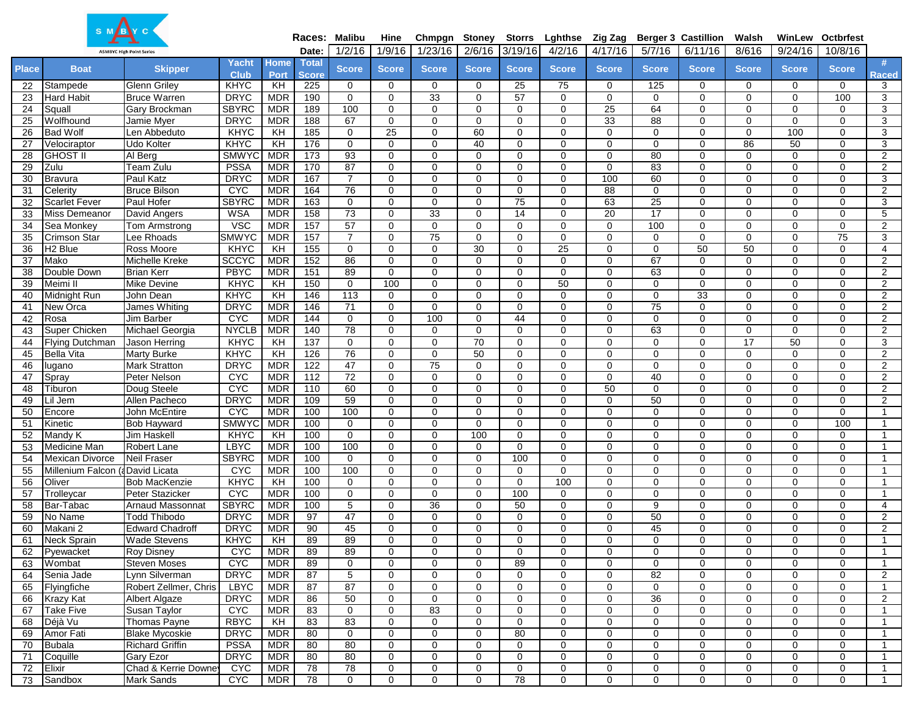SMBYC

ASMBYC High Point Series

| Place | Boat | Skipper | Yacht Club | Home Port | Total Score | Malibu 1/2/16 Score | Hine 1/9/16 Score | Chmpgn 1/23/16 Score | Stoney 2/6/16 Score | Storrs 3/19/16 Score | Lghthse 4/2/16 Score | Zig Zag 4/17/16 Score | Berger 3 5/7/16 Score | Castillion 6/11/16 Score | Walsh 8/616 Score | WinLew 9/24/16 Score | Octbrfest 10/8/16 Score | # Raced |
|---|---|---|---|---|---|---|---|---|---|---|---|---|---|---|---|---|---|---|
| 22 | Stampede | Glenn Griley | KHYC | KH | 225 | 0 | 0 | 0 | 0 | 25 | 75 | 0 | 125 | 0 | 0 | 0 | 0 | 3 |
| 23 | Hard Habit | Bruce Warren | DRYC | MDR | 190 | 0 | 0 | 33 | 0 | 57 | 0 | 0 | 0 | 0 | 0 | 0 | 100 | 3 |
| 24 | Squall | Gary Brockman | SBYRC | MDR | 189 | 100 | 0 | 0 | 0 | 0 | 0 | 25 | 64 | 0 | 0 | 0 | 0 | 3 |
| 25 | Wolfhound | Jamie Myer | DRYC | MDR | 188 | 67 | 0 | 0 | 0 | 0 | 0 | 33 | 88 | 0 | 0 | 0 | 0 | 3 |
| 26 | Bad Wolf | Len Abbeduto | KHYC | KH | 185 | 0 | 25 | 0 | 60 | 0 | 0 | 0 | 0 | 0 | 0 | 100 | 0 | 3 |
| 27 | Velociraptor | Udo Kolter | KHYC | KH | 176 | 0 | 0 | 0 | 40 | 0 | 0 | 0 | 0 | 0 | 86 | 50 | 0 | 3 |
| 28 | GHOST II | Al Berg | SMWYC | MDR | 173 | 93 | 0 | 0 | 0 | 0 | 0 | 0 | 80 | 0 | 0 | 0 | 0 | 2 |
| 29 | Zulu | Team Zulu | PSSA | MDR | 170 | 87 | 0 | 0 | 0 | 0 | 0 | 0 | 83 | 0 | 0 | 0 | 0 | 2 |
| 30 | Bravura | Paul Katz | DRYC | MDR | 167 | 7 | 0 | 0 | 0 | 0 | 0 | 100 | 60 | 0 | 0 | 0 | 0 | 3 |
| 31 | Celerity | Bruce Bilson | CYC | MDR | 164 | 76 | 0 | 0 | 0 | 0 | 0 | 88 | 0 | 0 | 0 | 0 | 0 | 2 |
| 32 | Scarlet Fever | Paul Hofer | SBYRC | MDR | 163 | 0 | 0 | 0 | 0 | 75 | 0 | 63 | 25 | 0 | 0 | 0 | 0 | 3 |
| 33 | Miss Demeanor | David Angers | WSA | MDR | 158 | 73 | 0 | 33 | 0 | 14 | 0 | 20 | 17 | 0 | 0 | 0 | 0 | 5 |
| 34 | Sea Monkey | Tom Armstrong | VSC | MDR | 157 | 57 | 0 | 0 | 0 | 0 | 0 | 0 | 100 | 0 | 0 | 0 | 0 | 2 |
| 35 | Crimson Star | Lee Rhoads | SMWYC | MDR | 157 | 7 | 0 | 75 | 0 | 0 | 0 | 0 | 0 | 0 | 0 | 0 | 75 | 3 |
| 36 | H2 Blue | Ross Moore | KHYC | KH | 155 | 0 | 0 | 0 | 30 | 0 | 25 | 0 | 0 | 50 | 50 | 0 | 0 | 4 |
| 37 | Mako | Michelle Kreke | SCCYC | MDR | 152 | 86 | 0 | 0 | 0 | 0 | 0 | 0 | 67 | 0 | 0 | 0 | 0 | 2 |
| 38 | Double Down | Brian Kerr | PBYC | MDR | 151 | 89 | 0 | 0 | 0 | 0 | 0 | 0 | 63 | 0 | 0 | 0 | 0 | 2 |
| 39 | Meimi II | Mike Devine | KHYC | KH | 150 | 0 | 100 | 0 | 0 | 0 | 50 | 0 | 0 | 0 | 0 | 0 | 0 | 2 |
| 40 | Midnight Run | John Dean | KHYC | KH | 146 | 113 | 0 | 0 | 0 | 0 | 0 | 0 | 0 | 33 | 0 | 0 | 0 | 2 |
| 41 | New Orca | James Whiting | DRYC | MDR | 146 | 71 | 0 | 0 | 0 | 0 | 0 | 0 | 75 | 0 | 0 | 0 | 0 | 2 |
| 42 | Rosa | Jim Barber | CYC | MDR | 144 | 0 | 0 | 100 | 0 | 44 | 0 | 0 | 0 | 0 | 0 | 0 | 0 | 2 |
| 43 | Super Chicken | Michael Georgia | NYCLB | MDR | 140 | 78 | 0 | 0 | 0 | 0 | 0 | 0 | 63 | 0 | 0 | 0 | 0 | 2 |
| 44 | Flying Dutchman | Jason Herring | KHYC | KH | 137 | 0 | 0 | 0 | 70 | 0 | 0 | 0 | 0 | 0 | 17 | 50 | 0 | 3 |
| 45 | Bella Vita | Marty Burke | KHYC | KH | 126 | 76 | 0 | 0 | 50 | 0 | 0 | 0 | 0 | 0 | 0 | 0 | 0 | 2 |
| 46 | lugano | Mark Stratton | DRYC | MDR | 122 | 47 | 0 | 75 | 0 | 0 | 0 | 0 | 0 | 0 | 0 | 0 | 0 | 2 |
| 47 | Spray | Peter Nelson | CYC | MDR | 112 | 72 | 0 | 0 | 0 | 0 | 0 | 0 | 40 | 0 | 0 | 0 | 0 | 2 |
| 48 | Tiburon | Doug Steele | CYC | MDR | 110 | 60 | 0 | 0 | 0 | 0 | 0 | 50 | 0 | 0 | 0 | 0 | 0 | 2 |
| 49 | Lil Jem | Allen Pacheco | DRYC | MDR | 109 | 59 | 0 | 0 | 0 | 0 | 0 | 0 | 50 | 0 | 0 | 0 | 0 | 2 |
| 50 | Encore | John McEntire | CYC | MDR | 100 | 100 | 0 | 0 | 0 | 0 | 0 | 0 | 0 | 0 | 0 | 0 | 0 | 1 |
| 51 | Kinetic | Bob Hayward | SMWYC | MDR | 100 | 0 | 0 | 0 | 0 | 0 | 0 | 0 | 0 | 0 | 0 | 0 | 100 | 1 |
| 52 | Mandy K | Jim Haskell | KHYC | KH | 100 | 0 | 0 | 0 | 100 | 0 | 0 | 0 | 0 | 0 | 0 | 0 | 0 | 1 |
| 53 | Medicine Man | Robert Lane | LBYC | MDR | 100 | 100 | 0 | 0 | 0 | 0 | 0 | 0 | 0 | 0 | 0 | 0 | 0 | 1 |
| 54 | Mexican Divorce | Neil Fraser | SBYRC | MDR | 100 | 0 | 0 | 0 | 0 | 100 | 0 | 0 | 0 | 0 | 0 | 0 | 0 | 1 |
| 55 | Millenium Falcon (a | David Licata | CYC | MDR | 100 | 100 | 0 | 0 | 0 | 0 | 0 | 0 | 0 | 0 | 0 | 0 | 0 | 1 |
| 56 | Oliver | Bob MacKenzie | KHYC | KH | 100 | 0 | 0 | 0 | 0 | 0 | 100 | 0 | 0 | 0 | 0 | 0 | 0 | 1 |
| 57 | Trolleycar | Peter Stazicker | CYC | MDR | 100 | 0 | 0 | 0 | 0 | 100 | 0 | 0 | 0 | 0 | 0 | 0 | 0 | 1 |
| 58 | Bar-Tabac | Arnaud Massonnat | SBYRC | MDR | 100 | 5 | 0 | 36 | 0 | 50 | 0 | 0 | 9 | 0 | 0 | 0 | 0 | 4 |
| 59 | No Name | Todd Thibodo | DRYC | MDR | 97 | 47 | 0 | 0 | 0 | 0 | 0 | 0 | 50 | 0 | 0 | 0 | 0 | 2 |
| 60 | Makani 2 | Edward Chadroff | DRYC | MDR | 90 | 45 | 0 | 0 | 0 | 0 | 0 | 0 | 45 | 0 | 0 | 0 | 0 | 2 |
| 61 | Neck Sprain | Wade Stevens | KHYC | KH | 89 | 89 | 0 | 0 | 0 | 0 | 0 | 0 | 0 | 0 | 0 | 0 | 0 | 1 |
| 62 | Pyewacket | Roy Disney | CYC | MDR | 89 | 89 | 0 | 0 | 0 | 0 | 0 | 0 | 0 | 0 | 0 | 0 | 0 | 1 |
| 63 | Wombat | Steven Moses | CYC | MDR | 89 | 0 | 0 | 0 | 0 | 89 | 0 | 0 | 0 | 0 | 0 | 0 | 0 | 1 |
| 64 | Senia Jade | Lynn Silverman | DRYC | MDR | 87 | 5 | 0 | 0 | 0 | 0 | 0 | 0 | 82 | 0 | 0 | 0 | 0 | 2 |
| 65 | Flyingfiche | Robert Zellmer, Chris | LBYC | MDR | 87 | 87 | 0 | 0 | 0 | 0 | 0 | 0 | 0 | 0 | 0 | 0 | 0 | 1 |
| 66 | Krazy Kat | Albert Algaze | DRYC | MDR | 86 | 50 | 0 | 0 | 0 | 0 | 0 | 0 | 36 | 0 | 0 | 0 | 0 | 2 |
| 67 | Take Five | Susan Taylor | CYC | MDR | 83 | 0 | 0 | 83 | 0 | 0 | 0 | 0 | 0 | 0 | 0 | 0 | 0 | 1 |
| 68 | Déjà Vu | Thomas Payne | RBYC | KH | 83 | 83 | 0 | 0 | 0 | 0 | 0 | 0 | 0 | 0 | 0 | 0 | 0 | 1 |
| 69 | Amor Fati | Blake Mycoskie | DRYC | MDR | 80 | 0 | 0 | 0 | 0 | 80 | 0 | 0 | 0 | 0 | 0 | 0 | 0 | 1 |
| 70 | Bubala | Richard Griffin | PSSA | MDR | 80 | 80 | 0 | 0 | 0 | 0 | 0 | 0 | 0 | 0 | 0 | 0 | 0 | 1 |
| 71 | Coquille | Gary Ezor | DRYC | MDR | 80 | 80 | 0 | 0 | 0 | 0 | 0 | 0 | 0 | 0 | 0 | 0 | 0 | 1 |
| 72 | Elixir | Chad & Kerrie Downey | CYC | MDR | 78 | 78 | 0 | 0 | 0 | 0 | 0 | 0 | 0 | 0 | 0 | 0 | 0 | 1 |
| 73 | Sandbox | Mark Sands | CYC | MDR | 78 | 0 | 0 | 0 | 0 | 78 | 0 | 0 | 0 | 0 | 0 | 0 | 0 | 1 |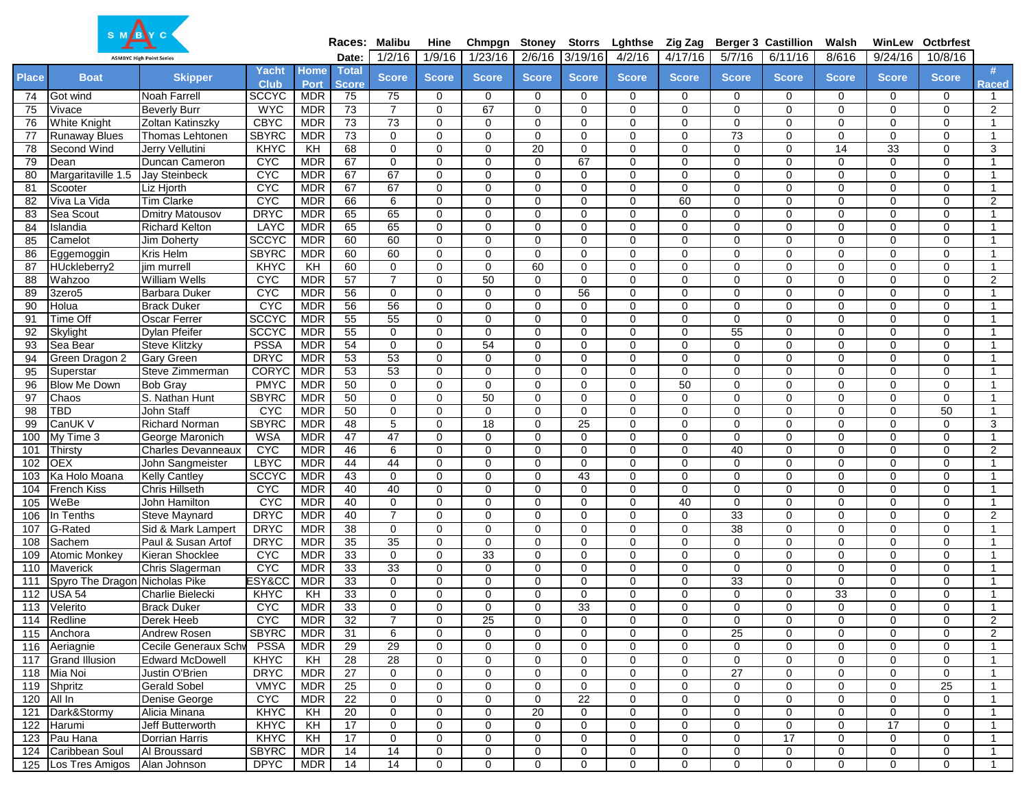| | | | | | Races: | Malibu | Hine | Chmpgn | Stoney | Storrs | Lghthse | Zig Zag | Berger 3 | Castillion | Walsh | WinLew | Octbrfest | |
|---|---|---|---|---|---|---|---|---|---|---|---|---|---|---|---|---|---|---|
| | | | | | Date: | 1/2/16 | 1/9/16 | 1/23/16 | 2/6/16 | 3/19/16 | 4/2/16 | 4/17/16 | 5/7/16 | 6/11/16 | 8/616 | 9/24/16 | 10/8/16 | |
| Place | Boat | Skipper | Yacht Club | Home Port | Total Score | Score | Score | Score | Score | Score | Score | Score | Score | Score | Score | Score | Score | # Raced |
| 74 | Got wind | Noah Farrell | SCCYC | MDR | 75 | 75 | 0 | 0 | 0 | 0 | 0 | 0 | 0 | 0 | 0 | 0 | 0 | 1 |
| 75 | Vivace | Beverly Burr | WYC | MDR | 73 | 7 | 0 | 67 | 0 | 0 | 0 | 0 | 0 | 0 | 0 | 0 | 0 | 2 |
| 76 | White Knight | Zoltan Katinszky | CBYC | MDR | 73 | 73 | 0 | 0 | 0 | 0 | 0 | 0 | 0 | 0 | 0 | 0 | 0 | 1 |
| 77 | Runaway Blues | Thomas Lehtonen | SBYRC | MDR | 73 | 0 | 0 | 0 | 0 | 0 | 0 | 0 | 73 | 0 | 0 | 0 | 0 | 1 |
| 78 | Second Wind | Jerry Vellutini | KHYC | KH | 68 | 0 | 0 | 0 | 20 | 0 | 0 | 0 | 0 | 0 | 14 | 33 | 0 | 3 |
| 79 | Dean | Duncan Cameron | CYC | MDR | 67 | 0 | 0 | 0 | 0 | 67 | 0 | 0 | 0 | 0 | 0 | 0 | 0 | 1 |
| 80 | Margaritaville 1.5 | Jay Steinbeck | CYC | MDR | 67 | 67 | 0 | 0 | 0 | 0 | 0 | 0 | 0 | 0 | 0 | 0 | 0 | 1 |
| 81 | Scooter | Liz Hjorth | CYC | MDR | 67 | 67 | 0 | 0 | 0 | 0 | 0 | 0 | 0 | 0 | 0 | 0 | 0 | 1 |
| 82 | Viva La Vida | Tim Clarke | CYC | MDR | 66 | 6 | 0 | 0 | 0 | 0 | 0 | 60 | 0 | 0 | 0 | 0 | 0 | 2 |
| 83 | Sea Scout | Dmitry Matousov | DRYC | MDR | 65 | 65 | 0 | 0 | 0 | 0 | 0 | 0 | 0 | 0 | 0 | 0 | 0 | 1 |
| 84 | Islandia | Richard Kelton | LAYC | MDR | 65 | 65 | 0 | 0 | 0 | 0 | 0 | 0 | 0 | 0 | 0 | 0 | 0 | 1 |
| 85 | Camelot | Jim Doherty | SCCYC | MDR | 60 | 60 | 0 | 0 | 0 | 0 | 0 | 0 | 0 | 0 | 0 | 0 | 0 | 1 |
| 86 | Eggemoggin | Kris Helm | SBYRC | MDR | 60 | 60 | 0 | 0 | 0 | 0 | 0 | 0 | 0 | 0 | 0 | 0 | 0 | 1 |
| 87 | HUckleberry2 | jim murrell | KHYC | KH | 60 | 0 | 0 | 0 | 60 | 0 | 0 | 0 | 0 | 0 | 0 | 0 | 0 | 1 |
| 88 | Wahzoo | William Wells | CYC | MDR | 57 | 7 | 0 | 50 | 0 | 0 | 0 | 0 | 0 | 0 | 0 | 0 | 0 | 2 |
| 89 | 3zero5 | Barbara Duker | CYC | MDR | 56 | 0 | 0 | 0 | 0 | 56 | 0 | 0 | 0 | 0 | 0 | 0 | 0 | 1 |
| 90 | Holua | Brack Duker | CYC | MDR | 56 | 56 | 0 | 0 | 0 | 0 | 0 | 0 | 0 | 0 | 0 | 0 | 0 | 1 |
| 91 | Time Off | Oscar Ferrer | SCCYC | MDR | 55 | 55 | 0 | 0 | 0 | 0 | 0 | 0 | 0 | 0 | 0 | 0 | 0 | 1 |
| 92 | Skylight | Dylan Pfeifer | SCCYC | MDR | 55 | 0 | 0 | 0 | 0 | 0 | 0 | 0 | 55 | 0 | 0 | 0 | 0 | 1 |
| 93 | Sea Bear | Steve Klitzky | PSSA | MDR | 54 | 0 | 0 | 54 | 0 | 0 | 0 | 0 | 0 | 0 | 0 | 0 | 0 | 1 |
| 94 | Green Dragon 2 | Gary Green | DRYC | MDR | 53 | 53 | 0 | 0 | 0 | 0 | 0 | 0 | 0 | 0 | 0 | 0 | 0 | 1 |
| 95 | Superstar | Steve Zimmerman | CORYC | MDR | 53 | 53 | 0 | 0 | 0 | 0 | 0 | 0 | 0 | 0 | 0 | 0 | 0 | 1 |
| 96 | Blow Me Down | Bob Gray | PMYC | MDR | 50 | 0 | 0 | 0 | 0 | 0 | 0 | 50 | 0 | 0 | 0 | 0 | 0 | 1 |
| 97 | Chaos | S. Nathan Hunt | SBYRC | MDR | 50 | 0 | 0 | 50 | 0 | 0 | 0 | 0 | 0 | 0 | 0 | 0 | 0 | 1 |
| 98 | TBD | John Staff | CYC | MDR | 50 | 0 | 0 | 0 | 0 | 0 | 0 | 0 | 0 | 0 | 0 | 0 | 50 | 1 |
| 99 | CanUK V | Richard Norman | SBYRC | MDR | 48 | 5 | 0 | 18 | 0 | 25 | 0 | 0 | 0 | 0 | 0 | 0 | 0 | 3 |
| 100 | My Time 3 | George Maronich | WSA | MDR | 47 | 47 | 0 | 0 | 0 | 0 | 0 | 0 | 0 | 0 | 0 | 0 | 0 | 1 |
| 101 | Thirsty | Charles Devanneaux | CYC | MDR | 46 | 6 | 0 | 0 | 0 | 0 | 0 | 0 | 40 | 0 | 0 | 0 | 0 | 2 |
| 102 | OEX | John Sangmeister | LBYC | MDR | 44 | 44 | 0 | 0 | 0 | 0 | 0 | 0 | 0 | 0 | 0 | 0 | 0 | 1 |
| 103 | Ka Holo Moana | Kelly Cantley | SCCYC | MDR | 43 | 0 | 0 | 0 | 0 | 43 | 0 | 0 | 0 | 0 | 0 | 0 | 0 | 1 |
| 104 | French Kiss | Chris Hillseth | CYC | MDR | 40 | 40 | 0 | 0 | 0 | 0 | 0 | 0 | 0 | 0 | 0 | 0 | 0 | 1 |
| 105 | WeBe | John Hamilton | CYC | MDR | 40 | 0 | 0 | 0 | 0 | 0 | 0 | 40 | 0 | 0 | 0 | 0 | 0 | 1 |
| 106 | In Tenths | Steve Maynard | DRYC | MDR | 40 | 7 | 0 | 0 | 0 | 0 | 0 | 0 | 33 | 0 | 0 | 0 | 0 | 2 |
| 107 | G-Rated | Sid & Mark Lampert | DRYC | MDR | 38 | 0 | 0 | 0 | 0 | 0 | 0 | 0 | 38 | 0 | 0 | 0 | 0 | 1 |
| 108 | Sachem | Paul & Susan Artof | DRYC | MDR | 35 | 35 | 0 | 0 | 0 | 0 | 0 | 0 | 0 | 0 | 0 | 0 | 0 | 1 |
| 109 | Atomic Monkey | Kieran Shocklee | CYC | MDR | 33 | 0 | 0 | 33 | 0 | 0 | 0 | 0 | 0 | 0 | 0 | 0 | 0 | 1 |
| 110 | Maverick | Chris Slagerman | CYC | MDR | 33 | 33 | 0 | 0 | 0 | 0 | 0 | 0 | 0 | 0 | 0 | 0 | 0 | 1 |
| 111 | Spyro The Dragon | Nicholas Pike | ESY&CC | MDR | 33 | 0 | 0 | 0 | 0 | 0 | 0 | 0 | 33 | 0 | 0 | 0 | 0 | 1 |
| 112 | USA 54 | Charlie Bielecki | KHYC | KH | 33 | 0 | 0 | 0 | 0 | 0 | 0 | 0 | 0 | 0 | 33 | 0 | 0 | 1 |
| 113 | Velerito | Brack Duker | CYC | MDR | 33 | 0 | 0 | 0 | 0 | 33 | 0 | 0 | 0 | 0 | 0 | 0 | 0 | 1 |
| 114 | Redline | Derek Heeb | CYC | MDR | 32 | 7 | 0 | 25 | 0 | 0 | 0 | 0 | 0 | 0 | 0 | 0 | 0 | 2 |
| 115 | Anchora | Andrew Rosen | SBYRC | MDR | 31 | 6 | 0 | 0 | 0 | 0 | 0 | 0 | 25 | 0 | 0 | 0 | 0 | 2 |
| 116 | Aeriagnie | Cecile Generaux Schv | PSSA | MDR | 29 | 29 | 0 | 0 | 0 | 0 | 0 | 0 | 0 | 0 | 0 | 0 | 0 | 1 |
| 117 | Grand Illusion | Edward McDowell | KHYC | KH | 28 | 28 | 0 | 0 | 0 | 0 | 0 | 0 | 0 | 0 | 0 | 0 | 0 | 1 |
| 118 | Mia Noi | Justin O'Brien | DRYC | MDR | 27 | 0 | 0 | 0 | 0 | 0 | 0 | 0 | 27 | 0 | 0 | 0 | 0 | 1 |
| 119 | Shpritz | Gerald Sobel | VMYC | MDR | 25 | 0 | 0 | 0 | 0 | 0 | 0 | 0 | 0 | 0 | 0 | 0 | 25 | 1 |
| 120 | All In | Denise George | CYC | MDR | 22 | 0 | 0 | 0 | 0 | 22 | 0 | 0 | 0 | 0 | 0 | 0 | 0 | 1 |
| 121 | Dark&Stormy | Alicia Minana | KHYC | KH | 20 | 0 | 0 | 0 | 20 | 0 | 0 | 0 | 0 | 0 | 0 | 0 | 0 | 1 |
| 122 | Harumi | Jeff Butterworth | KHYC | KH | 17 | 0 | 0 | 0 | 0 | 0 | 0 | 0 | 0 | 0 | 0 | 17 | 0 | 1 |
| 123 | Pau Hana | Dorrian Harris | KHYC | KH | 17 | 0 | 0 | 0 | 0 | 0 | 0 | 0 | 0 | 17 | 0 | 0 | 0 | 1 |
| 124 | Caribbean Soul | Al Broussard | SBYRC | MDR | 14 | 14 | 0 | 0 | 0 | 0 | 0 | 0 | 0 | 0 | 0 | 0 | 0 | 1 |
| 125 | Los Tres Amigos | Alan Johnson | DPYC | MDR | 14 | 14 | 0 | 0 | 0 | 0 | 0 | 0 | 0 | 0 | 0 | 0 | 0 | 1 |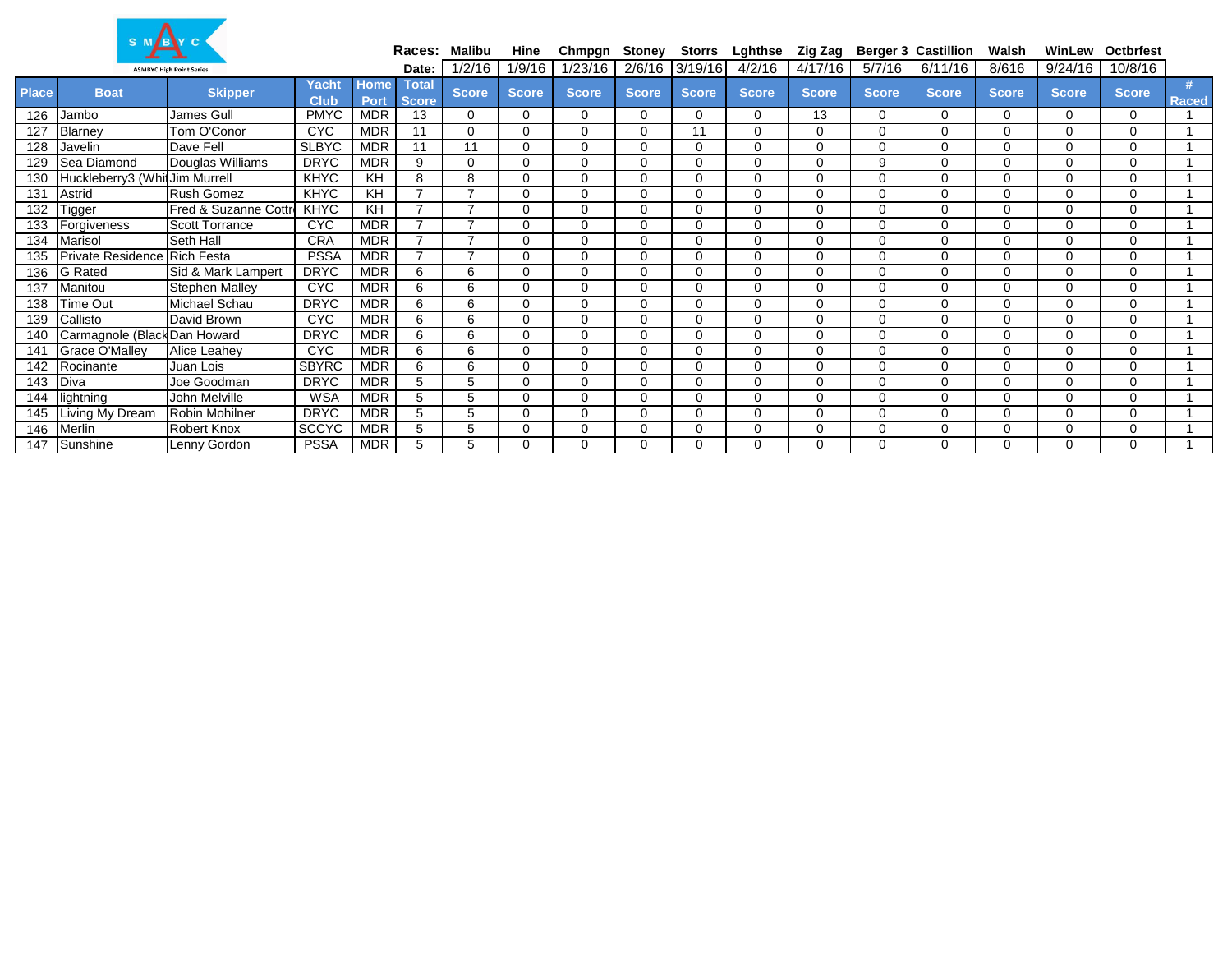ASMBYC High Point Series

| | | | | Races: | Malibu | Hine | Chmpgn | Stoney | Storrs | Lghthse | Zig Zag | Berger 3 | Castillion | Walsh | WinLew | Octbrfest | |
|---|---|---|---|---|---|---|---|---|---|---|---|---|---|---|---|---|---|
| | | | | Date: | 1/2/16 | 1/9/16 | 1/23/16 | 2/6/16 | 3/19/16 | 4/2/16 | 4/17/16 | 5/7/16 | 6/11/16 | 8/616 | 9/24/16 | 10/8/16 | |
| Place | Boat | Skipper | Yacht Club | Home Port | Total Score | Score | Score | Score | Score | Score | Score | Score | Score | Score | Score | Score | Score | # Raced |
| 126 | Jambo | James Gull | PMYC | MDR | 13 | 0 | 0 | 0 | 0 | 0 | 0 | 13 | 0 | 0 | 0 | 0 | 0 | 1 |
| 127 | Blarney | Tom O'Conor | CYC | MDR | 11 | 0 | 0 | 0 | 0 | 11 | 0 | 0 | 0 | 0 | 0 | 0 | 0 | 1 |
| 128 | Javelin | Dave Fell | SLBYC | MDR | 11 | 11 | 0 | 0 | 0 | 0 | 0 | 0 | 0 | 0 | 0 | 0 | 0 | 1 |
| 129 | Sea Diamond | Douglas Williams | DRYC | MDR | 9 | 0 | 0 | 0 | 0 | 0 | 0 | 0 | 9 | 0 | 0 | 0 | 0 | 1 |
| 130 | Huckleberry3 (Whi | Jim Murrell | KHYC | KH | 8 | 8 | 0 | 0 | 0 | 0 | 0 | 0 | 0 | 0 | 0 | 0 | 0 | 1 |
| 131 | Astrid | Rush Gomez | KHYC | KH | 7 | 7 | 0 | 0 | 0 | 0 | 0 | 0 | 0 | 0 | 0 | 0 | 0 | 1 |
| 132 | Tigger | Fred & Suzanne Cottr | KHYC | KH | 7 | 7 | 0 | 0 | 0 | 0 | 0 | 0 | 0 | 0 | 0 | 0 | 0 | 1 |
| 133 | Forgiveness | Scott Torrance | CYC | MDR | 7 | 7 | 0 | 0 | 0 | 0 | 0 | 0 | 0 | 0 | 0 | 0 | 0 | 1 |
| 134 | Marisol | Seth Hall | CRA | MDR | 7 | 7 | 0 | 0 | 0 | 0 | 0 | 0 | 0 | 0 | 0 | 0 | 0 | 1 |
| 135 | Private Residence | Rich Festa | PSSA | MDR | 7 | 7 | 0 | 0 | 0 | 0 | 0 | 0 | 0 | 0 | 0 | 0 | 0 | 1 |
| 136 | G Rated | Sid & Mark Lampert | DRYC | MDR | 6 | 6 | 0 | 0 | 0 | 0 | 0 | 0 | 0 | 0 | 0 | 0 | 0 | 1 |
| 137 | Manitou | Stephen Malley | CYC | MDR | 6 | 6 | 0 | 0 | 0 | 0 | 0 | 0 | 0 | 0 | 0 | 0 | 0 | 1 |
| 138 | Time Out | Michael Schau | DRYC | MDR | 6 | 6 | 0 | 0 | 0 | 0 | 0 | 0 | 0 | 0 | 0 | 0 | 0 | 1 |
| 139 | Callisto | David Brown | CYC | MDR | 6 | 6 | 0 | 0 | 0 | 0 | 0 | 0 | 0 | 0 | 0 | 0 | 0 | 1 |
| 140 | Carmagnole (Black | Dan Howard | DRYC | MDR | 6 | 6 | 0 | 0 | 0 | 0 | 0 | 0 | 0 | 0 | 0 | 0 | 0 | 1 |
| 141 | Grace O'Malley | Alice Leahey | CYC | MDR | 6 | 6 | 0 | 0 | 0 | 0 | 0 | 0 | 0 | 0 | 0 | 0 | 0 | 1 |
| 142 | Rocinante | Juan Lois | SBYRC | MDR | 6 | 6 | 0 | 0 | 0 | 0 | 0 | 0 | 0 | 0 | 0 | 0 | 0 | 1 |
| 143 | Diva | Joe Goodman | DRYC | MDR | 5 | 5 | 0 | 0 | 0 | 0 | 0 | 0 | 0 | 0 | 0 | 0 | 0 | 1 |
| 144 | lightning | John Melville | WSA | MDR | 5 | 5 | 0 | 0 | 0 | 0 | 0 | 0 | 0 | 0 | 0 | 0 | 0 | 1 |
| 145 | Living My Dream | Robin Mohilner | DRYC | MDR | 5 | 5 | 0 | 0 | 0 | 0 | 0 | 0 | 0 | 0 | 0 | 0 | 0 | 1 |
| 146 | Merlin | Robert Knox | SCCYC | MDR | 5 | 5 | 0 | 0 | 0 | 0 | 0 | 0 | 0 | 0 | 0 | 0 | 0 | 1 |
| 147 | Sunshine | Lenny Gordon | PSSA | MDR | 5 | 5 | 0 | 0 | 0 | 0 | 0 | 0 | 0 | 0 | 0 | 0 | 0 | 1 |